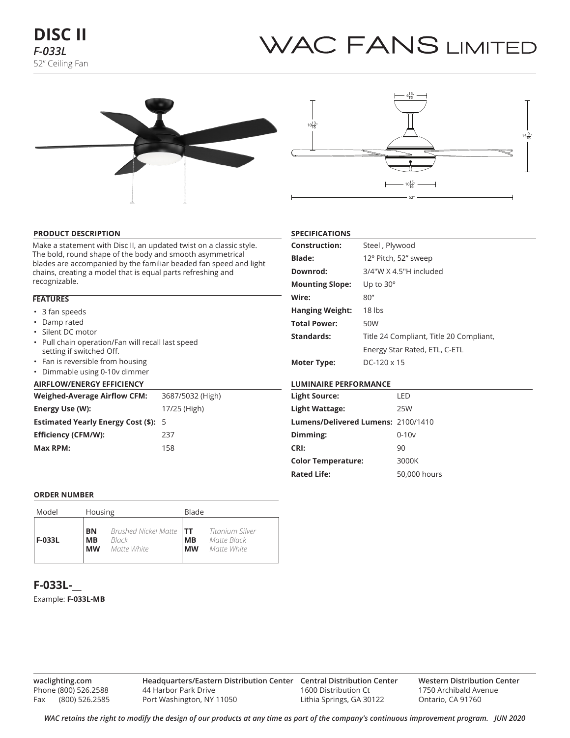# DISC II

***F-033L***

52" Ceiling Fan

WAC FANS LIMITED

## PRODUCT DESCRIPTION

Make a statement with Disc II, an updated twist on a classic style. The bold, round shape of the body and smooth asymmetrical blades are accompanied by the familiar beaded fan speed and light chains, creating a model that is equal parts refreshing and recognizable.

## FEATURES

- 3 fan speeds
- Damp rated
- Silent DC motor
- Pull chain operation/Fan will recall last speed setting if switched Off.
- Fan is reversible from housing
- Dimmable using 0-10v dimmer

## AIRFLOW/ENERGY EFFICIENCY

| | |
|---|---|
| **Weighed-Average Airflow CFM:** | 3687/5032 (High) |
| **Energy Use (W):** | 17/25 (High) |
| **Estimated Yearly Energy Cost ($):** | 5 |
| **Efficiency (CFM/W):** | 237 |
| **Max RPM:** | 158 |

## SPECIFICATIONS

| | |
|---|---|
| **Construction:** | Steel , Plywood |
| **Blade:** | 12º Pitch, 52" sweep |
| **Downrod:** | 3/4"W X 4.5"H included |
| **Mounting Slope:** | Up to 30º |
| **Wire:** | 80" |
| **Hanging Weight:** | 18 lbs |
| **Total Power:** | 50W |
| **Standards:** | Title 24 Compliant, Title 20 Compliant, Energy Star Rated, ETL, C-ETL |
| **Moter Type:** | DC-120 x 15 |

## LUMINAIRE PERFORMANCE

| | |
|---|---|
| **Light Source:** | LED |
| **Light Wattage:** | 25W |
| **Lumens/Delivered Lumens:** | 2100/1410 |
| **Dimming:** | 0-10v |
| **CRI:** | 90 |
| **Color Temperature:** | 3000K |
| **Rated Life:** | 50,000 hours |

## ORDER NUMBER

| Model | Housing | | Blade | |
|---|---|---|---|---|
| **F-033L** | **BN**<br>**MB**<br>**MW** | *Brushed Nickel Matte*<br>*Black*<br>*Matte White* | **TT**<br>**MB**<br>**MW** | *Titanium Silver*<br>*Matte Black*<br>*Matte White* |

## F-033L-__

Example: **F-033L-MB**

**waclighting.com**
Phone (800) 526.2588
Fax (800) 526.2585

**Headquarters/Eastern Distribution Center**
44 Harbor Park Drive
Port Washington, NY 11050

**Central Distribution Center**
1600 Distribution Ct
Lithia Springs, GA 30122

**Western Distribution Center**
1750 Archibald Avenue
Ontario, CA 91760

*WAC retains the right to modify the design of our products at any time as part of the company's continuous improvement program. JUN 2020*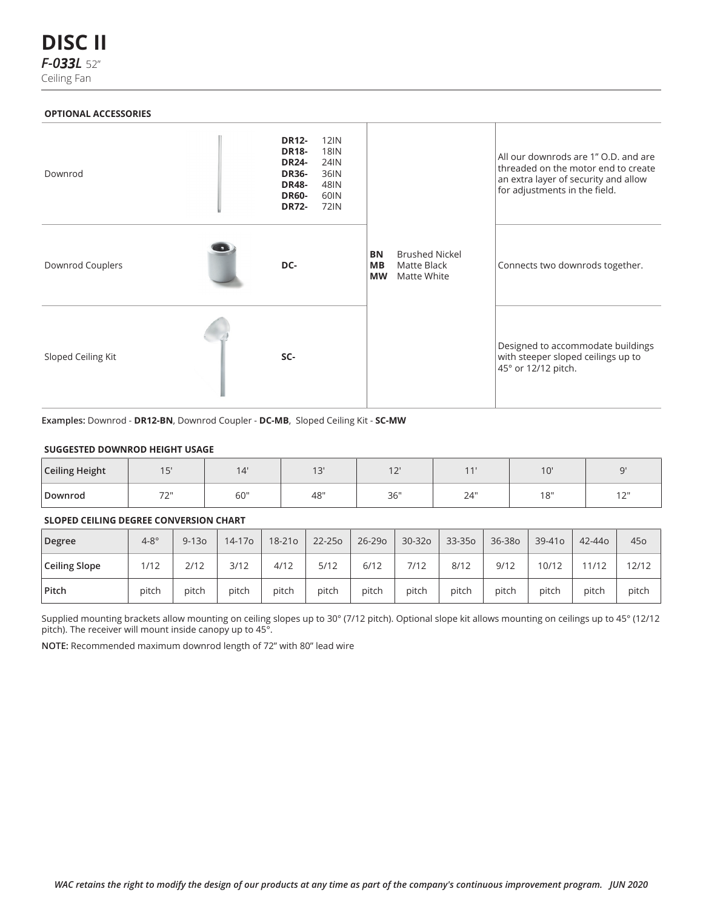# DISC II

***F-033L*** 52"

Ceiling Fan

**OPTIONAL ACCESSORIES**

| | | | | |
|---|---|---|---|---|
| Downrod | **DR12-** 12IN<br>**DR18-** 18IN<br>**DR24-** 24IN<br>**DR36-** 36IN<br>**DR48-** 48IN<br>**DR60-** 60IN<br>**DR72-** 72IN | **BN** Brushed Nickel<br>**MB** Matte Black<br>**MW** Matte White | All our downrods are 1" O.D. and are threaded on the motor end to create an extra layer of security and allow for adjustments in the field. |
| Downrod Couplers | **DC-** | | Connects two downrods together. |
| Sloped Ceiling Kit | **SC-** | | Designed to accommodate buildings with steeper sloped ceilings up to 45° or 12/12 pitch. |

**Examples:** Downrod - **DR12-BN**, Downrod Coupler - **DC-MB**, Sloped Ceiling Kit - **SC-MW**

**SUGGESTED DOWNROD HEIGHT USAGE**

| Ceiling Height | 15' | 14' | 13' | 12' | 11' | 10' | 9' |
|---|---|---|---|---|---|---|---|
| Downrod | 72" | 60" | 48" | 36" | 24" | 18" | 12" |

**SLOPED CEILING DEGREE CONVERSION CHART**

| Degree | 4-8° | 9-13o | 14-17o | 18-21o | 22-25o | 26-29o | 30-32o | 33-35o | 36-38o | 39-41o | 42-44o | 45o |
|---|---|---|---|---|---|---|---|---|---|---|---|---|
| Ceiling Slope | 1/12 | 2/12 | 3/12 | 4/12 | 5/12 | 6/12 | 7/12 | 8/12 | 9/12 | 10/12 | 11/12 | 12/12 |
| Pitch | pitch | pitch | pitch | pitch | pitch | pitch | pitch | pitch | pitch | pitch | pitch | pitch |

Supplied mounting brackets allow mounting on ceiling slopes up to 30° (7/12 pitch). Optional slope kit allows mounting on ceilings up to 45° (12/12 pitch). The receiver will mount inside canopy up to 45°.

**NOTE:** Recommended maximum downrod length of 72" with 80" lead wire

*WAC retains the right to modify the design of our products at any time as part of the company's continuous improvement program. JUN 2020*